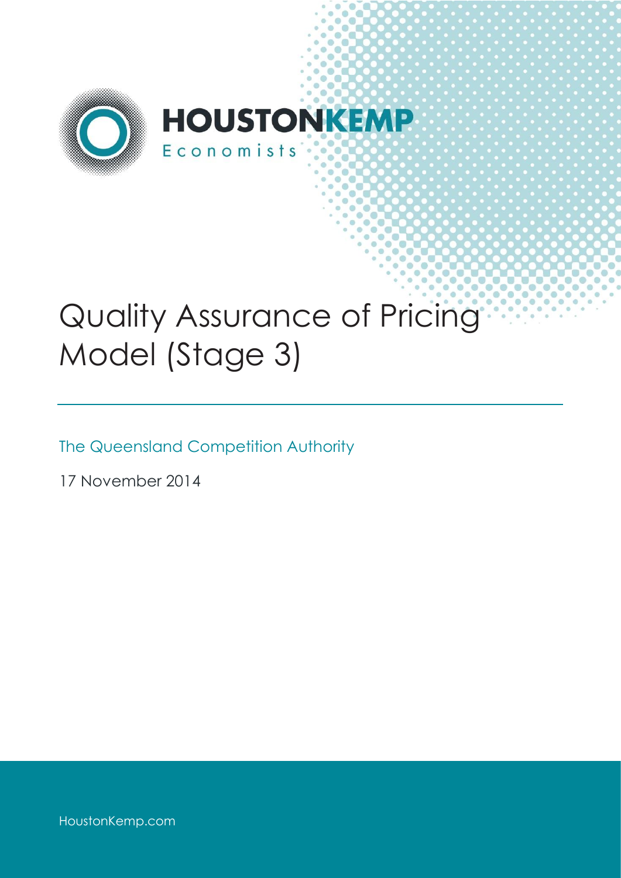HOUSTONKEMP

Economists

# Quality Assurance of Pricing Model (Stage 3)

The Queensland Competition Authority

17 November 2014

HoustonKemp.com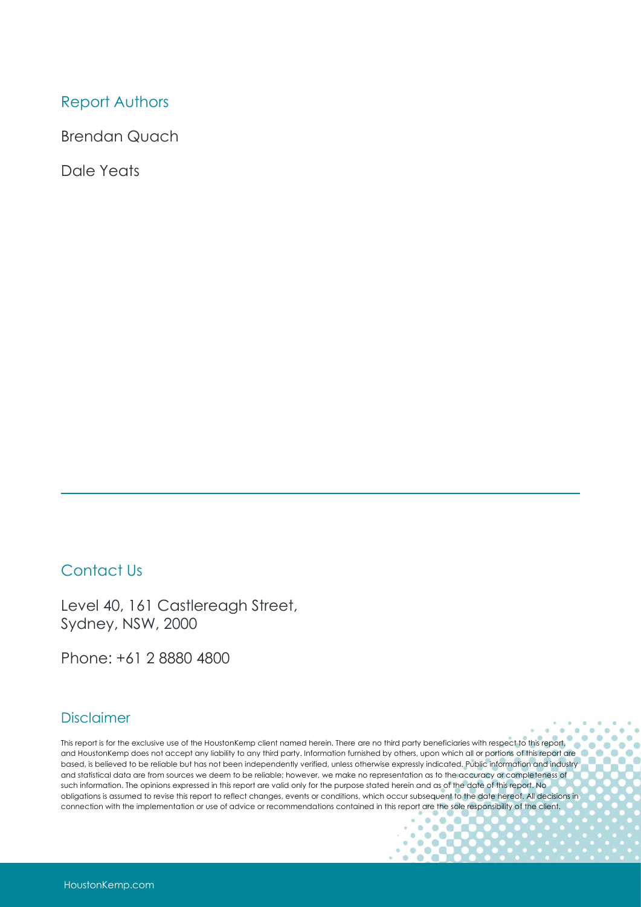## Report Authors

Brendan Quach

Dale Yeats

## Contact Us

Level 40, 161 Castlereagh Street,
Sydney, NSW, 2000

Phone: +61 2 8880 4800

## Disclaimer

This report is for the exclusive use of the HoustonKemp client named herein. There are no third party beneficiaries with respect to this report, and HoustonKemp does not accept any liability to any third party. Information furnished by others, upon which all or portions of this report are based, is believed to be reliable but has not been independently verified, unless otherwise expressly indicated. Public information and industry and statistical data are from sources we deem to be reliable; however, we make no representation as to the accuracy or completeness of such information. The opinions expressed in this report are valid only for the purpose stated herein and as of the date of this report. No obligations is assumed to revise this report to reflect changes, events or conditions, which occur subsequent to the date hereof. All decisions in connection with the implementation or use of advice or recommendations contained in this report are the sole responsibility of the client.

HoustonKemp.com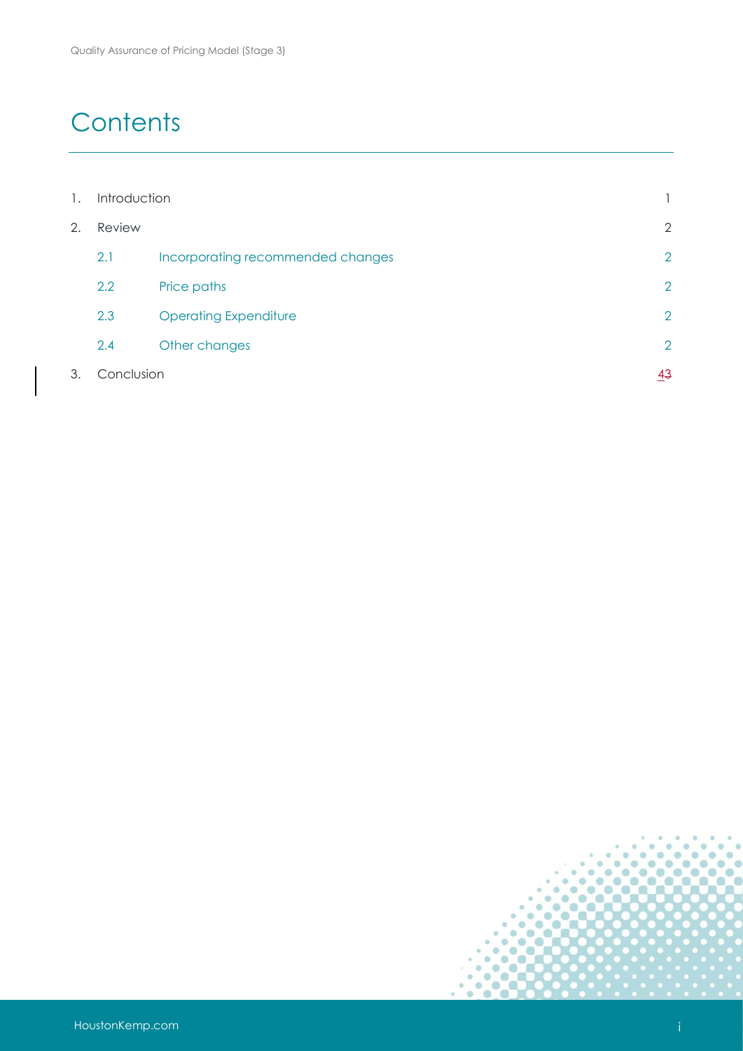# Contents

| | | |
|---|---|---|
| 1. | Introduction | 1 |
| 2. | Review | 2 |
| 2.1 | Incorporating recommended changes | 2 |
| 2.2 | Price paths | 2 |
| 2.3 | Operating Expenditure | 2 |
| 2.4 | Other changes | 2 |
| 3. | Conclusion | 43 |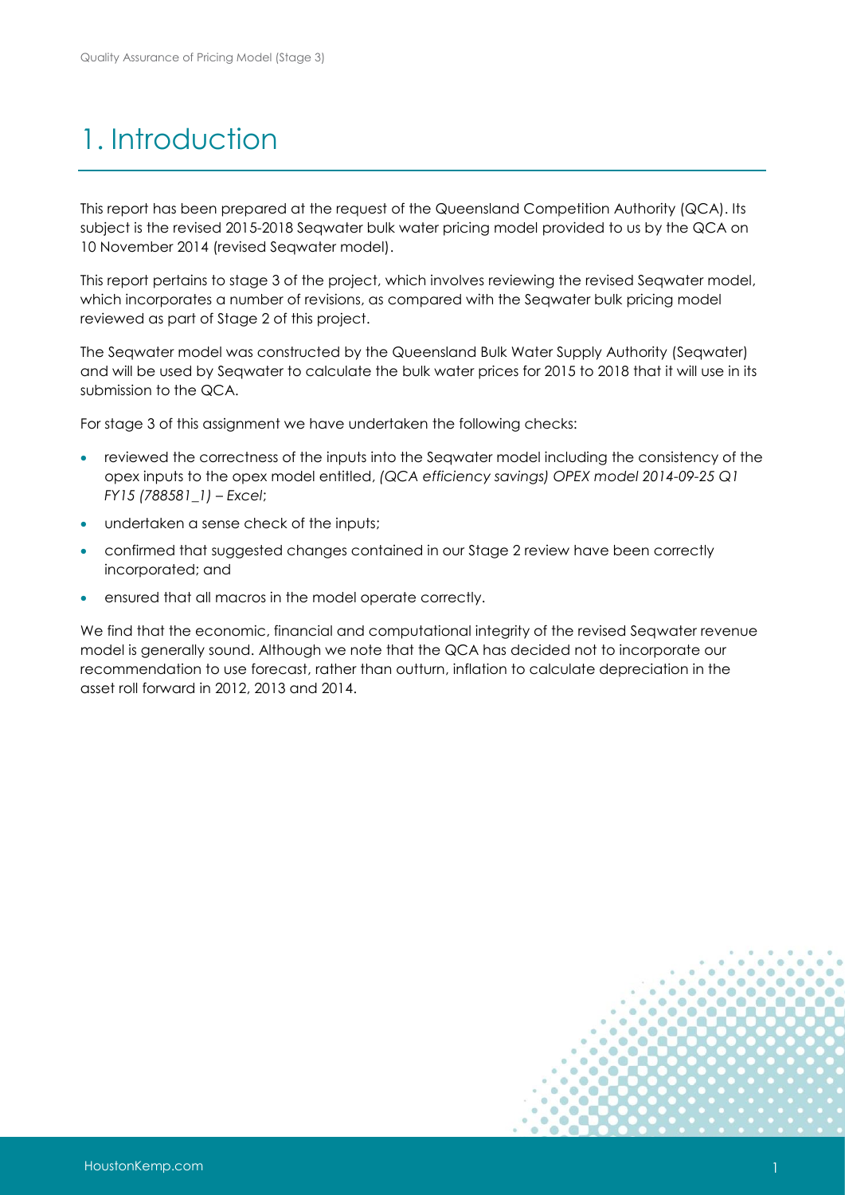# 1. Introduction

This report has been prepared at the request of the Queensland Competition Authority (QCA). Its subject is the revised 2015-2018 Seqwater bulk water pricing model provided to us by the QCA on 10 November 2014 (revised Seqwater model).

This report pertains to stage 3 of the project, which involves reviewing the revised Seqwater model, which incorporates a number of revisions, as compared with the Seqwater bulk pricing model reviewed as part of Stage 2 of this project.

The Seqwater model was constructed by the Queensland Bulk Water Supply Authority (Seqwater) and will be used by Seqwater to calculate the bulk water prices for 2015 to 2018 that it will use in its submission to the QCA.

For stage 3 of this assignment we have undertaken the following checks:

- reviewed the correctness of the inputs into the Seqwater model including the consistency of the opex inputs to the opex model entitled, *(QCA efficiency savings) OPEX model 2014-09-25 Q1 FY15 (788581_1) – Excel*;
- undertaken a sense check of the inputs;
- confirmed that suggested changes contained in our Stage 2 review have been correctly incorporated; and
- ensured that all macros in the model operate correctly.

We find that the economic, financial and computational integrity of the revised Seqwater revenue model is generally sound. Although we note that the QCA has decided not to incorporate our recommendation to use forecast, rather than outturn, inflation to calculate depreciation in the asset roll forward in 2012, 2013 and 2014.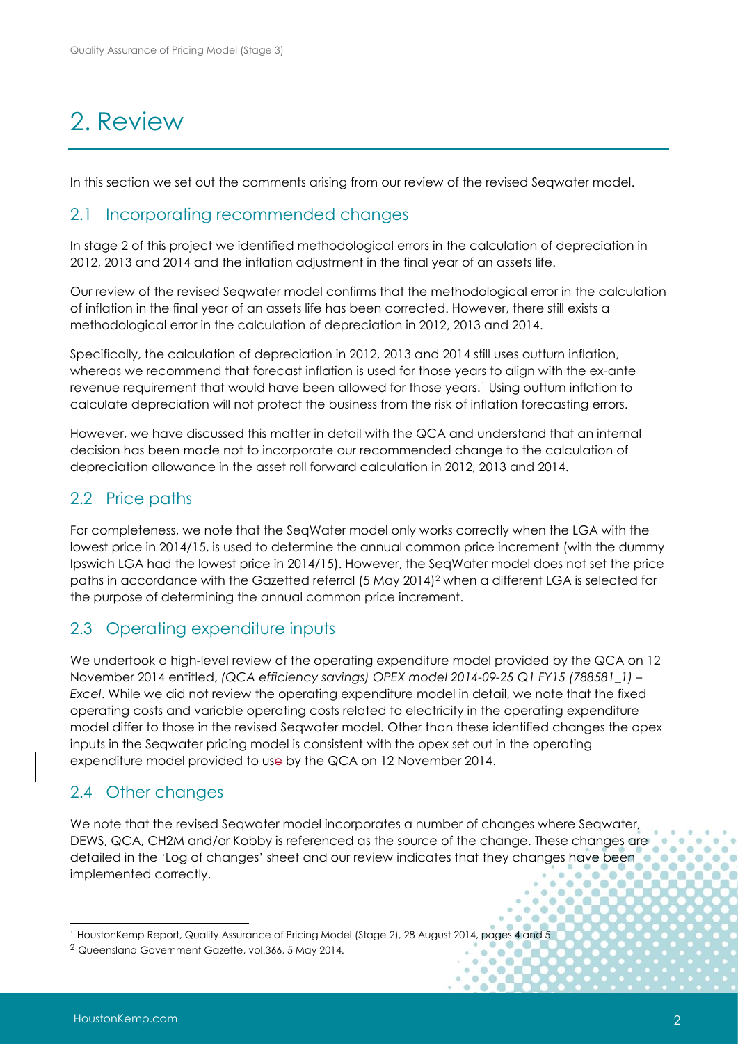# 2. Review

In this section we set out the comments arising from our review of the revised Seqwater model.

## 2.1 Incorporating recommended changes

In stage 2 of this project we identified methodological errors in the calculation of depreciation in 2012, 2013 and 2014 and the inflation adjustment in the final year of an assets life.

Our review of the revised Seqwater model confirms that the methodological error in the calculation of inflation in the final year of an assets life has been corrected. However, there still exists a methodological error in the calculation of depreciation in 2012, 2013 and 2014.

Specifically, the calculation of depreciation in 2012, 2013 and 2014 still uses outturn inflation, whereas we recommend that forecast inflation is used for those years to align with the ex-ante revenue requirement that would have been allowed for those years.[1] Using outturn inflation to calculate depreciation will not protect the business from the risk of inflation forecasting errors.

However, we have discussed this matter in detail with the QCA and understand that an internal decision has been made not to incorporate our recommended change to the calculation of depreciation allowance in the asset roll forward calculation in 2012, 2013 and 2014.

## 2.2 Price paths

For completeness, we note that the SeqWater model only works correctly when the LGA with the lowest price in 2014/15, is used to determine the annual common price increment (with the dummy Ipswich LGA had the lowest price in 2014/15). However, the SeqWater model does not set the price paths in accordance with the Gazetted referral (5 May 2014)[2] when a different LGA is selected for the purpose of determining the annual common price increment.

## 2.3 Operating expenditure inputs

We undertook a high-level review of the operating expenditure model provided by the QCA on 12 November 2014 entitled, *(QCA efficiency savings) OPEX model 2014-09-25 Q1 FY15 (788581_1) – Excel*. While we did not review the operating expenditure model in detail, we note that the fixed operating costs and variable operating costs related to electricity in the operating expenditure model differ to those in the revised Seqwater model. Other than these identified changes the opex inputs in the Seqwater pricing model is consistent with the opex set out in the operating expenditure model provided to use by the QCA on 12 November 2014.

## 2.4 Other changes

We note that the revised Seqwater model incorporates a number of changes where Seqwater, DEWS, QCA, CH2M and/or Kobby is referenced as the source of the change. These changes are detailed in the 'Log of changes' sheet and our review indicates that they changes have been implemented correctly.

[1] HoustonKemp Report, Quality Assurance of Pricing Model (Stage 2), 28 August 2014, pages 4 and 5.

[2] Queensland Government Gazette, vol.366, 5 May 2014.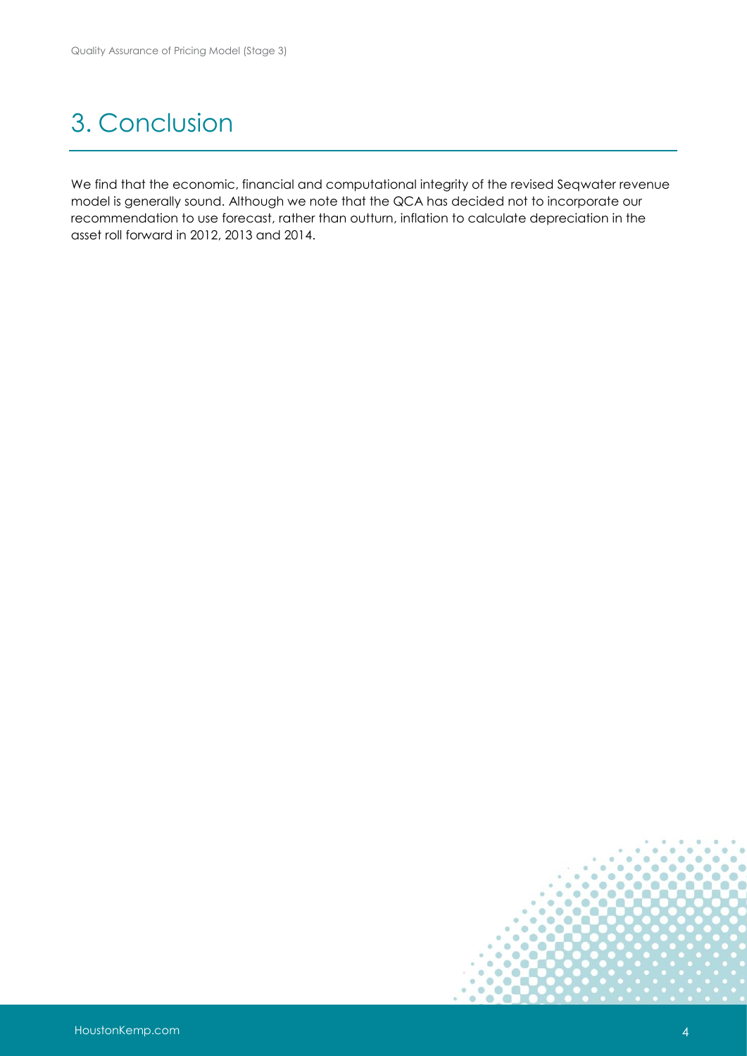# 3. Conclusion

We find that the economic, financial and computational integrity of the revised Seqwater revenue model is generally sound. Although we note that the QCA has decided not to incorporate our recommendation to use forecast, rather than outturn, inflation to calculate depreciation in the asset roll forward in 2012, 2013 and 2014.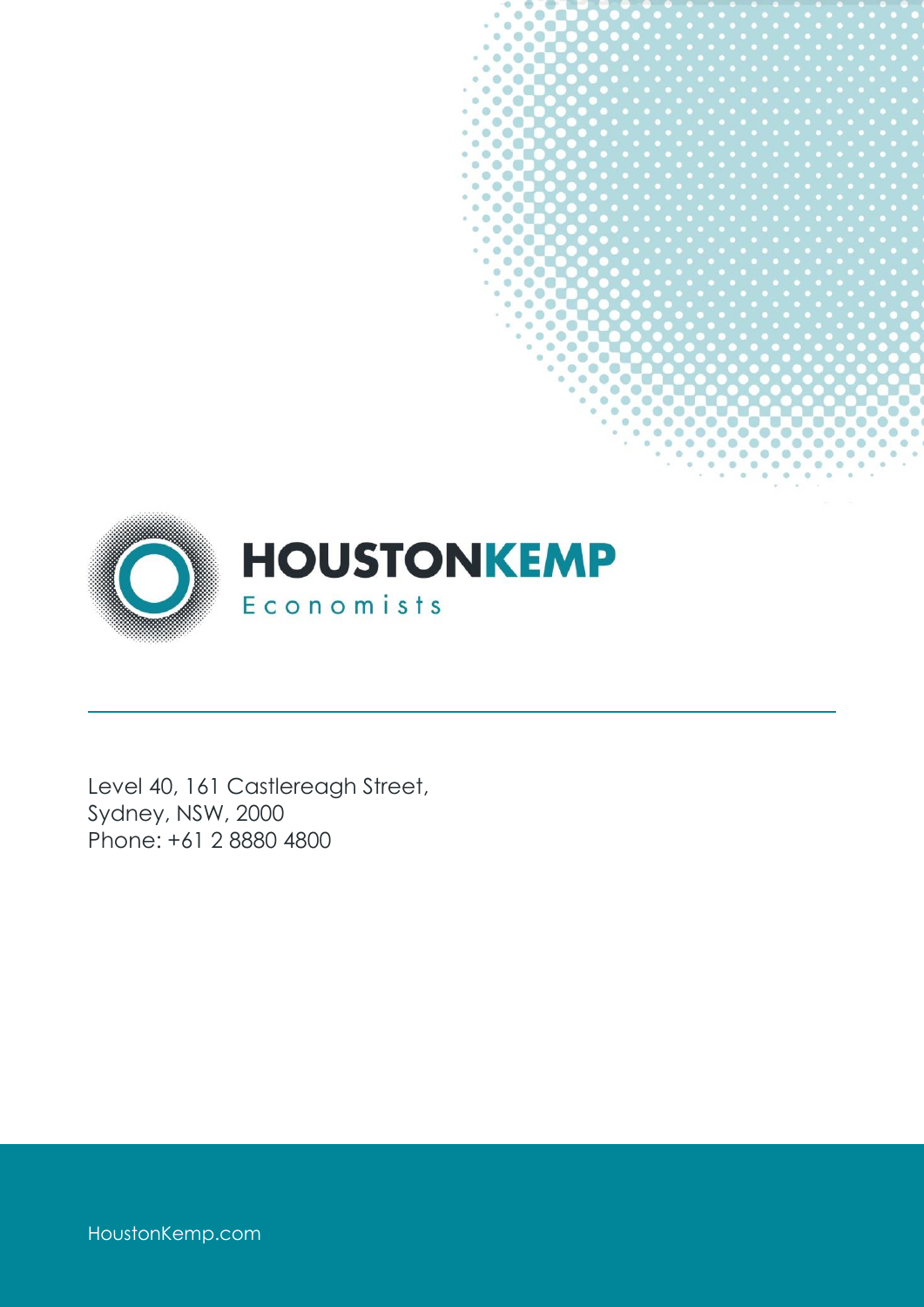HOUSTONKEMP

Economists

Level 40, 161 Castlereagh Street,
Sydney, NSW, 2000
Phone: +61 2 8880 4800

HoustonKemp.com